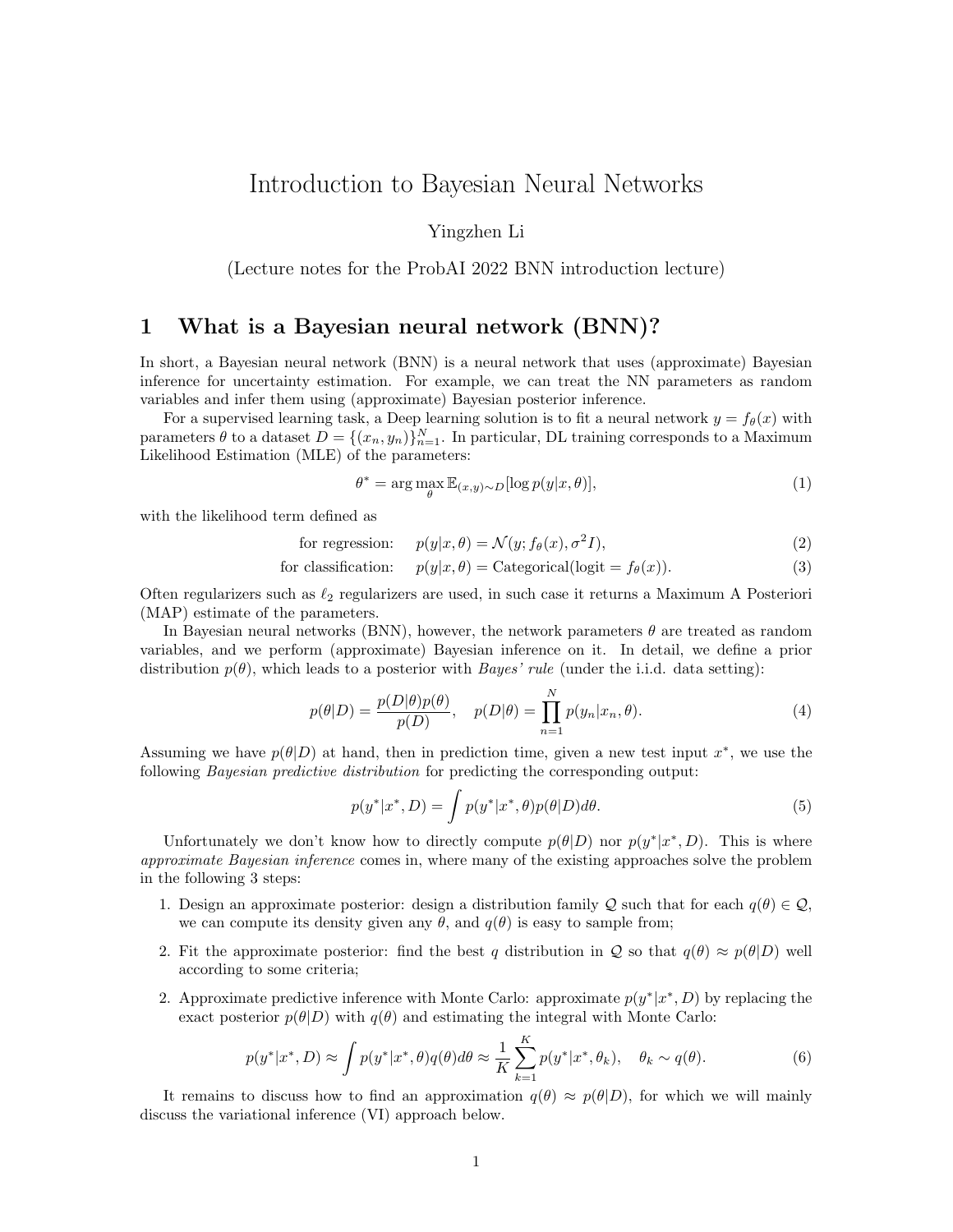# Introduction to Bayesian Neural Networks

Yingzhen Li

(Lecture notes for the ProbAI 2022 BNN introduction lecture)

## 1 What is a Bayesian neural network (BNN)?

In short, a Bayesian neural network (BNN) is a neural network that uses (approximate) Bayesian inference for uncertainty estimation. For example, we can treat the NN parameters as random variables and infer them using (approximate) Bayesian posterior inference.

For a supervised learning task, a Deep learning solution is to fit a neural network $y = f_\theta(x)$ with parameters $\theta$ to a dataset $D = \{(x_n, y_n)\}_{n=1}^N$. In particular, DL training corresponds to a Maximum Likelihood Estimation (MLE) of the parameters:

$$\theta^* = \arg\max_\theta \mathbb{E}_{(x,y)\sim D}[\log p(y|x,\theta)], \tag{1}$$

with the likelihood term defined as

$$\text{for regression:} \quad p(y|x,\theta) = \mathcal{N}(y; f_\theta(x), \sigma^2 I), \tag{2}$$

$$\text{for classification:} \quad p(y|x,\theta) = \text{Categorical}(\text{logit} = f_\theta(x)). \tag{3}$$

Often regularizers such as $\ell_2$ regularizers are used, in such case it returns a Maximum A Posteriori (MAP) estimate of the parameters.

In Bayesian neural networks (BNN), however, the network parameters $\theta$ are treated as random variables, and we perform (approximate) Bayesian inference on it. In detail, we define a prior distribution $p(\theta)$, which leads to a posterior with *Bayes' rule* (under the i.i.d. data setting):

$$p(\theta|D) = \frac{p(D|\theta)p(\theta)}{p(D)}, \quad p(D|\theta) = \prod_{n=1}^N p(y_n|x_n,\theta). \tag{4}$$

Assuming we have $p(\theta|D)$ at hand, then in prediction time, given a new test input $x^*$, we use the following *Bayesian predictive distribution* for predicting the corresponding output:

$$p(y^*|x^*, D) = \int p(y^*|x^*, \theta)p(\theta|D)d\theta. \tag{5}$$

Unfortunately we don't know how to directly compute $p(\theta|D)$ nor $p(y^*|x^*, D)$. This is where *approximate Bayesian inference* comes in, where many of the existing approaches solve the problem in the following 3 steps:

1. Design an approximate posterior: design a distribution family $\mathcal{Q}$ such that for each $q(\theta) \in \mathcal{Q}$, we can compute its density given any $\theta$, and $q(\theta)$ is easy to sample from;
2. Fit the approximate posterior: find the best $q$ distribution in $\mathcal{Q}$ so that $q(\theta) \approx p(\theta|D)$ well according to some criteria;
2. Approximate predictive inference with Monte Carlo: approximate $p(y^*|x^*, D)$ by replacing the exact posterior $p(\theta|D)$ with $q(\theta)$ and estimating the integral with Monte Carlo:

$$p(y^*|x^*, D) \approx \int p(y^*|x^*, \theta)q(\theta)d\theta \approx \frac{1}{K}\sum_{k=1}^K p(y^*|x^*, \theta_k), \quad \theta_k \sim q(\theta). \tag{6}$$

It remains to discuss how to find an approximation $q(\theta) \approx p(\theta|D)$, for which we will mainly discuss the variational inference (VI) approach below.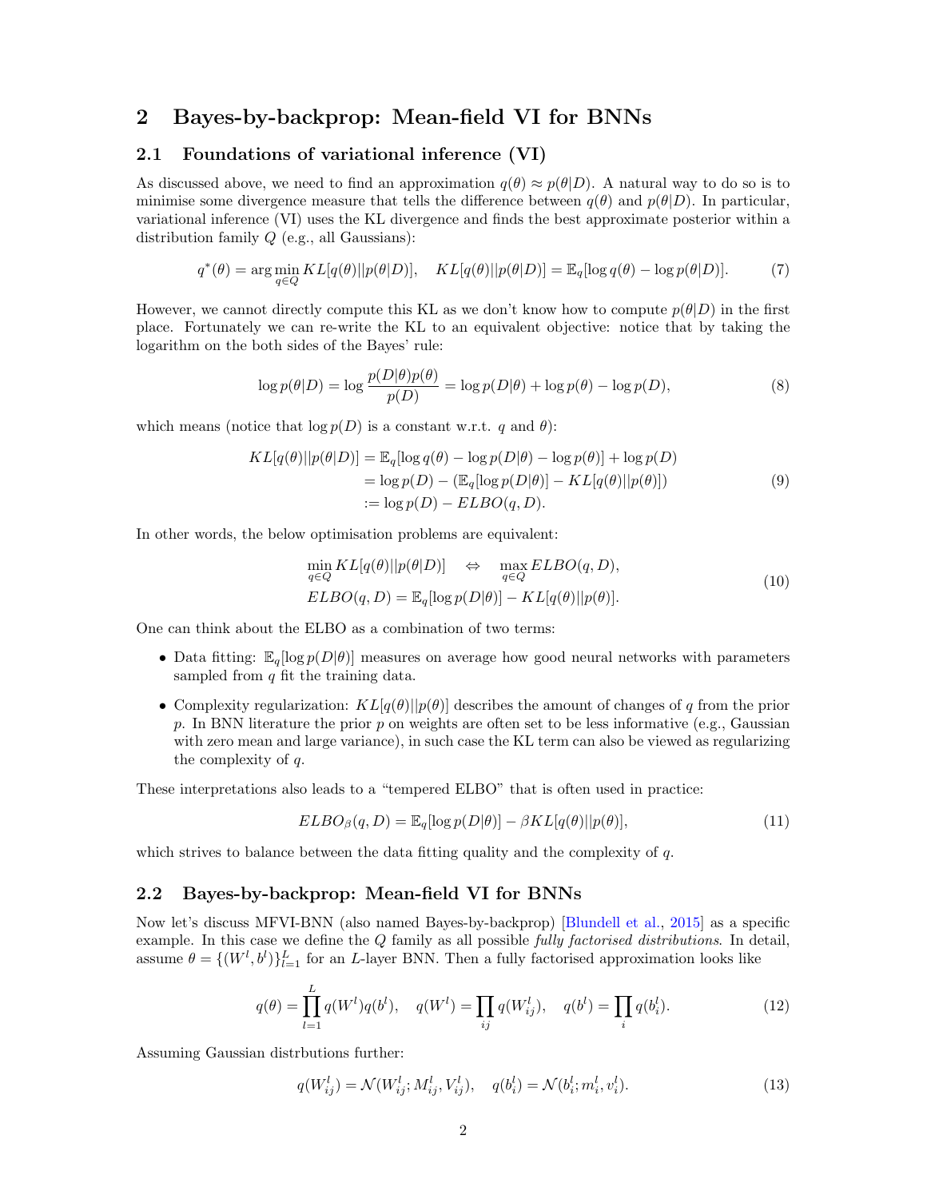# 2 Bayes-by-backprop: Mean-field VI for BNNs

## 2.1 Foundations of variational inference (VI)

As discussed above, we need to find an approximation $q(\theta) \approx p(\theta|D)$. A natural way to do so is to minimise some divergence measure that tells the difference between $q(\theta)$ and $p(\theta|D)$. In particular, variational inference (VI) uses the KL divergence and finds the best approximate posterior within a distribution family $Q$ (e.g., all Gaussians):

$$q^*(\theta) = \arg\min_{q \in Q} KL[q(\theta)||p(\theta|D)], \quad KL[q(\theta)||p(\theta|D)] = \mathbb{E}_q[\log q(\theta) - \log p(\theta|D)]. \tag{7}$$

However, we cannot directly compute this KL as we don't know how to compute $p(\theta|D)$ in the first place. Fortunately we can re-write the KL to an equivalent objective: notice that by taking the logarithm on the both sides of the Bayes' rule:

$$\log p(\theta|D) = \log \frac{p(D|\theta)p(\theta)}{p(D)} = \log p(D|\theta) + \log p(\theta) - \log p(D), \tag{8}$$

which means (notice that $\log p(D)$ is a constant w.r.t. $q$ and $\theta$):

$$\begin{aligned} KL[q(\theta)||p(\theta|D)] &= \mathbb{E}_q[\log q(\theta) - \log p(D|\theta) - \log p(\theta)] + \log p(D) \\ &= \log p(D) - (\mathbb{E}_q[\log p(D|\theta)] - KL[q(\theta)||p(\theta)]) \\ &:= \log p(D) - ELBO(q, D). \end{aligned} \tag{9}$$

In other words, the below optimisation problems are equivalent:

$$\begin{aligned} &\min_{q \in Q} KL[q(\theta)||p(\theta|D)] \quad \Leftrightarrow \quad \max_{q \in Q} ELBO(q, D), \\ &ELBO(q, D) = \mathbb{E}_q[\log p(D|\theta)] - KL[q(\theta)||p(\theta)]. \end{aligned} \tag{10}$$

One can think about the ELBO as a combination of two terms:

- Data fitting: $\mathbb{E}_q[\log p(D|\theta)]$ measures on average how good neural networks with parameters sampled from $q$ fit the training data.
- Complexity regularization: $KL[q(\theta)||p(\theta)]$ describes the amount of changes of $q$ from the prior $p$. In BNN literature the prior $p$ on weights are often set to be less informative (e.g., Gaussian with zero mean and large variance), in such case the KL term can also be viewed as regularizing the complexity of $q$.

These interpretations also leads to a "tempered ELBO" that is often used in practice:

$$ELBO_\beta(q, D) = \mathbb{E}_q[\log p(D|\theta)] - \beta KL[q(\theta)||p(\theta)], \tag{11}$$

which strives to balance between the data fitting quality and the complexity of $q$.

## 2.2 Bayes-by-backprop: Mean-field VI for BNNs

Now let's discuss MFVI-BNN (also named Bayes-by-backprop) [Blundell et al., 2015] as a specific example. In this case we define the $Q$ family as all possible *fully factorised distributions*. In detail, assume $\theta = \{(W^l, b^l)\}_{l=1}^L$ for an $L$-layer BNN. Then a fully factorised approximation looks like

$$q(\theta) = \prod_{l=1}^{L} q(W^l)q(b^l), \quad q(W^l) = \prod_{ij} q(W_{ij}^l), \quad q(b^l) = \prod_i q(b_i^l). \tag{12}$$

Assuming Gaussian distrbutions further:

$$q(W_{ij}^l) = \mathcal{N}(W_{ij}^l; M_{ij}^l, V_{ij}^l), \quad q(b_i^l) = \mathcal{N}(b_i^l; m_i^l, v_i^l). \tag{13}$$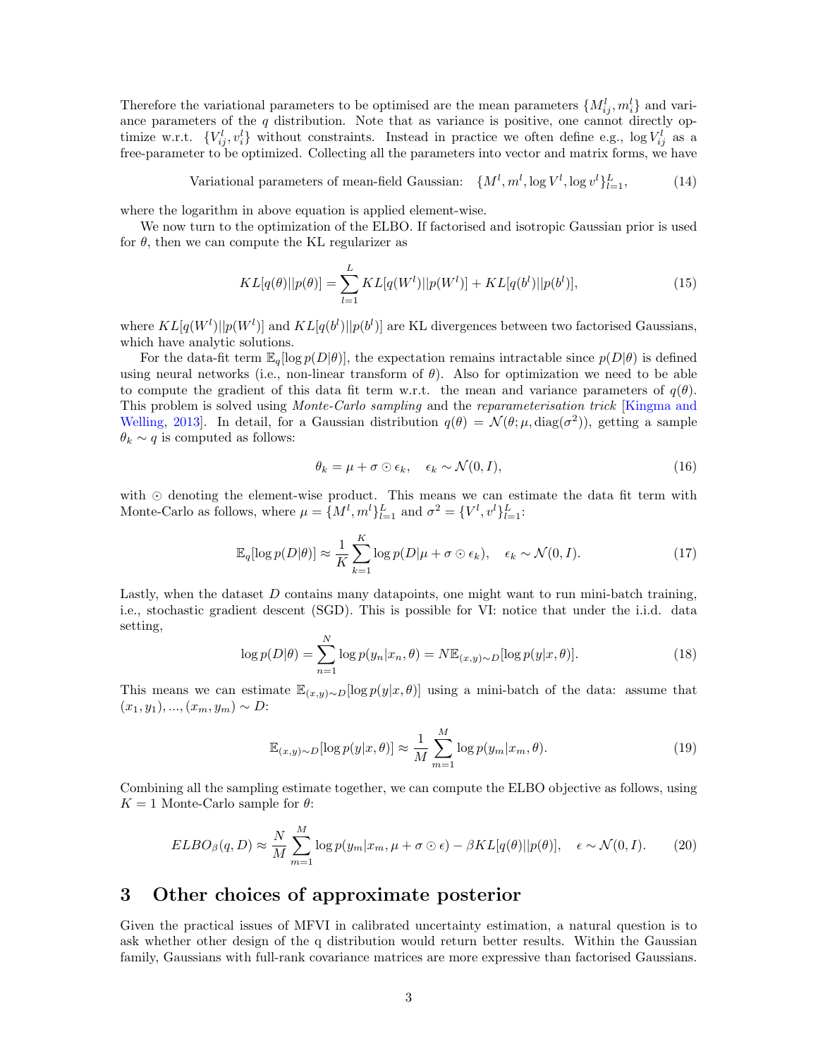Therefore the variational parameters to be optimised are the mean parameters $\{M^l_{ij}, m^l_i\}$ and variance parameters of the $q$ distribution. Note that as variance is positive, one cannot directly optimize w.r.t. $\{V^l_{ij}, v^l_i\}$ without constraints. Instead in practice we often define e.g., $\log V^l_{ij}$ as a free-parameter to be optimized. Collecting all the parameters into vector and matrix forms, we have

$$\text{Variational parameters of mean-field Gaussian:} \quad \{M^l, m^l, \log V^l, \log v^l\}_{l=1}^L, \tag{14}$$

where the logarithm in above equation is applied element-wise.

We now turn to the optimization of the ELBO. If factorised and isotropic Gaussian prior is used for $\theta$, then we can compute the KL regularizer as

$$KL[q(\theta)||p(\theta)] = \sum_{l=1}^{L} KL[q(W^l)||p(W^l)] + KL[q(b^l)||p(b^l)], \tag{15}$$

where $KL[q(W^l)||p(W^l)]$ and $KL[q(b^l)||p(b^l)]$ are KL divergences between two factorised Gaussians, which have analytic solutions.

For the data-fit term $\mathbb{E}_q[\log p(D|\theta)]$, the expectation remains intractable since $p(D|\theta)$ is defined using neural networks (i.e., non-linear transform of $\theta$). Also for optimization we need to be able to compute the gradient of this data fit term w.r.t. the mean and variance parameters of $q(\theta)$. This problem is solved using *Monte-Carlo sampling* and the *reparameterisation trick* [Kingma and Welling, 2013]. In detail, for a Gaussian distribution $q(\theta) = \mathcal{N}(\theta; \mu, \text{diag}(\sigma^2))$, getting a sample $\theta_k \sim q$ is computed as follows:

$$\theta_k = \mu + \sigma \odot \epsilon_k, \quad \epsilon_k \sim \mathcal{N}(0, I), \tag{16}$$

with $\odot$ denoting the element-wise product. This means we can estimate the data fit term with Monte-Carlo as follows, where $\mu = \{M^l, m^l\}_{l=1}^L$ and $\sigma^2 = \{V^l, v^l\}_{l=1}^L$:

$$\mathbb{E}_q[\log p(D|\theta)] \approx \frac{1}{K} \sum_{k=1}^{K} \log p(D|\mu + \sigma \odot \epsilon_k), \quad \epsilon_k \sim \mathcal{N}(0, I). \tag{17}$$

Lastly, when the dataset $D$ contains many datapoints, one might want to run mini-batch training, i.e., stochastic gradient descent (SGD). This is possible for VI: notice that under the i.i.d. data setting,

$$\log p(D|\theta) = \sum_{n=1}^{N} \log p(y_n|x_n, \theta) = N\mathbb{E}_{(x,y)\sim D}[\log p(y|x, \theta)]. \tag{18}$$

This means we can estimate $\mathbb{E}_{(x,y)\sim D}[\log p(y|x, \theta)]$ using a mini-batch of the data: assume that $(x_1, y_1), ..., (x_m, y_m) \sim D$:

$$\mathbb{E}_{(x,y)\sim D}[\log p(y|x, \theta)] \approx \frac{1}{M} \sum_{m=1}^{M} \log p(y_m|x_m, \theta). \tag{19}$$

Combining all the sampling estimate together, we can compute the ELBO objective as follows, using $K = 1$ Monte-Carlo sample for $\theta$:

$$ELBO_\beta(q, D) \approx \frac{N}{M} \sum_{m=1}^{M} \log p(y_m|x_m, \mu + \sigma \odot \epsilon) - \beta KL[q(\theta)||p(\theta)], \quad \epsilon \sim \mathcal{N}(0, I). \tag{20}$$

# 3 Other choices of approximate posterior

Given the practical issues of MFVI in calibrated uncertainty estimation, a natural question is to ask whether other design of the q distribution would return better results. Within the Gaussian family, Gaussians with full-rank covariance matrices are more expressive than factorised Gaussians.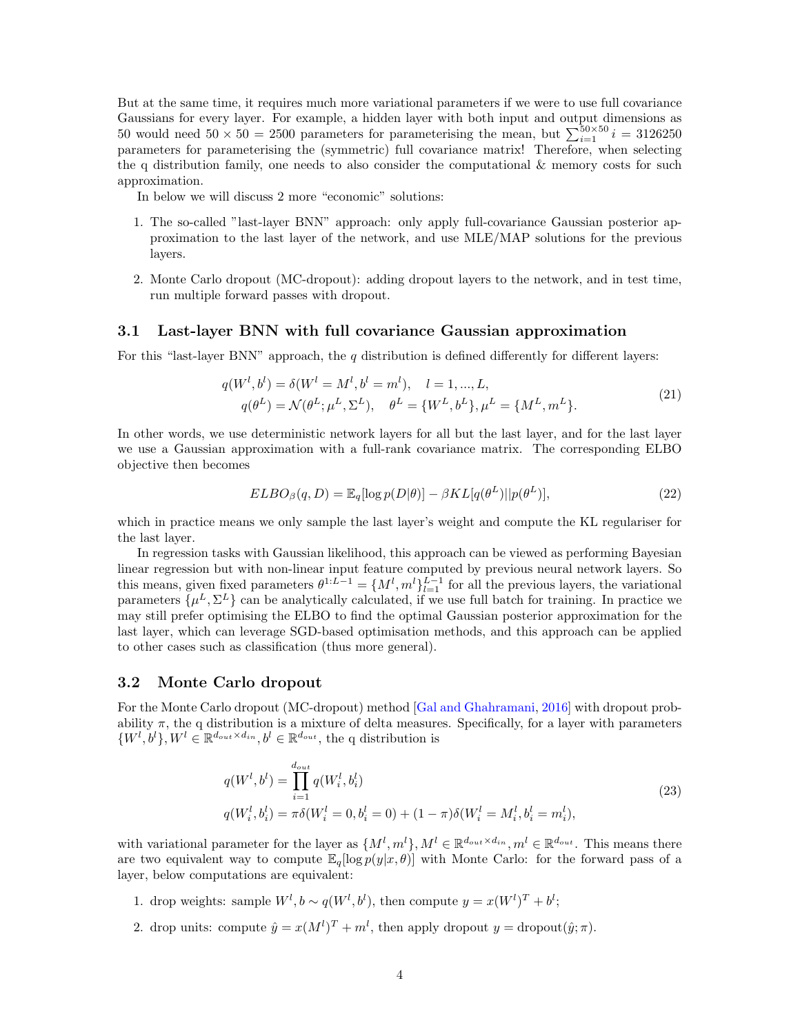But at the same time, it requires much more variational parameters if we were to use full covariance Gaussians for every layer. For example, a hidden layer with both input and output dimensions as 50 would need $50 \times 50 = 2500$ parameters for parameterising the mean, but $\sum_{i=1}^{50\times 50} i = 3126250$ parameters for parameterising the (symmetric) full covariance matrix! Therefore, when selecting the q distribution family, one needs to also consider the computational & memory costs for such approximation.

In below we will discuss 2 more "economic" solutions:

1. The so-called "last-layer BNN" approach: only apply full-covariance Gaussian posterior approximation to the last layer of the network, and use MLE/MAP solutions for the previous layers.
2. Monte Carlo dropout (MC-dropout): adding dropout layers to the network, and in test time, run multiple forward passes with dropout.

### 3.1 Last-layer BNN with full covariance Gaussian approximation

For this "last-layer BNN" approach, the $q$ distribution is defined differently for different layers:

$$
\begin{aligned}
q(W^l, b^l) &= \delta(W^l = M^l, b^l = m^l), \quad l = 1, ..., L, \\
q(\theta^L) &= \mathcal{N}(\theta^L; \mu^L, \Sigma^L), \quad \theta^L = \{W^L, b^L\}, \mu^L = \{M^L, m^L\}.
\end{aligned}
\tag{21}
$$

In other words, we use deterministic network layers for all but the last layer, and for the last layer we use a Gaussian approximation with a full-rank covariance matrix. The corresponding ELBO objective then becomes

$$
ELBO_\beta(q, D) = \mathbb{E}_q[\log p(D|\theta)] - \beta KL[q(\theta^L)||p(\theta^L)], \tag{22}
$$

which in practice means we only sample the last layer's weight and compute the KL regulariser for the last layer.

In regression tasks with Gaussian likelihood, this approach can be viewed as performing Bayesian linear regression but with non-linear input feature computed by previous neural network layers. So this means, given fixed parameters $\theta^{1:L-1} = \{M^l, m^l\}_{l=1}^{L-1}$ for all the previous layers, the variational parameters $\{\mu^L, \Sigma^L\}$ can be analytically calculated, if we use full batch for training. In practice we may still prefer optimising the ELBO to find the optimal Gaussian posterior approximation for the last layer, which can leverage SGD-based optimisation methods, and this approach can be applied to other cases such as classification (thus more general).

### 3.2 Monte Carlo dropout

For the Monte Carlo dropout (MC-dropout) method [Gal and Ghahramani, 2016] with dropout probability $\pi$, the q distribution is a mixture of delta measures. Specifically, for a layer with parameters $\{W^l, b^l\}, W^l \in \mathbb{R}^{d_{out}\times d_{in}}, b^l \in \mathbb{R}^{d_{out}}$, the q distribution is

$$
\begin{aligned}
q(W^l, b^l) &= \prod_{i=1}^{d_{out}} q(W_i^l, b_i^l) \\
q(W_i^l, b_i^l) &= \pi\delta(W_i^l = 0, b_i^l = 0) + (1-\pi)\delta(W_i^l = M_i^l, b_i^l = m_i^l),
\end{aligned}
\tag{23}
$$

with variational parameter for the layer as $\{M^l, m^l\}, M^l \in \mathbb{R}^{d_{out}\times d_{in}}, m^l \in \mathbb{R}^{d_{out}}$. This means there are two equivalent way to compute $\mathbb{E}_q[\log p(y|x, \theta)]$ with Monte Carlo: for the forward pass of a layer, below computations are equivalent:

1. drop weights: sample $W^l, b \sim q(W^l, b^l)$, then compute $y = x(W^l)^T + b^l$;
2. drop units: compute $\hat{y} = x(M^l)^T + m^l$, then apply dropout $y = \text{dropout}(\hat{y}; \pi)$.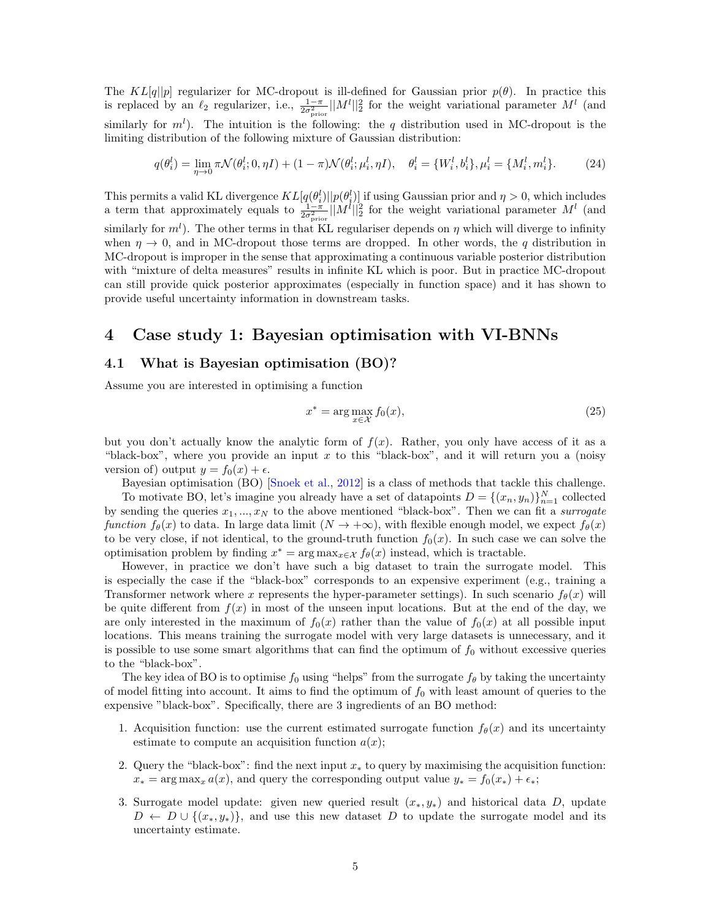The $KL[q||p]$ regularizer for MC-dropout is ill-defined for Gaussian prior $p(\theta)$. In practice this is replaced by an $\ell_2$ regularizer, i.e., $\frac{1-\pi}{2\sigma^2_{\text{prior}}}||M^l||_2^2$ for the weight variational parameter $M^l$ (and similarly for $m^l$). The intuition is the following: the $q$ distribution used in MC-dropout is the limiting distribution of the following mixture of Gaussian distribution:

$$q(\theta_i^l) = \lim_{\eta \to 0} \pi \mathcal{N}(\theta_i^l; 0, \eta I) + (1-\pi)\mathcal{N}(\theta_i^l; \mu_i^l, \eta I), \quad \theta_i^l = \{W_i^l, b_i^l\}, \mu_i^l = \{M_i^l, m_i^l\}. \tag{24}$$

This permits a valid KL divergence $KL[q(\theta_i^l)||p(\theta_i^l)]$ if using Gaussian prior and $\eta > 0$, which includes a term that approximately equals to $\frac{1-\pi}{2\sigma^2_{\text{prior}}}||M^l||_2^2$ for the weight variational parameter $M^l$ (and similarly for $m^l$). The other terms in that KL regulariser depends on $\eta$ which will diverge to infinity when $\eta \to 0$, and in MC-dropout those terms are dropped. In other words, the $q$ distribution in MC-dropout is improper in the sense that approximating a continuous variable posterior distribution with "mixture of delta measures" results in infinite KL which is poor. But in practice MC-dropout can still provide quick posterior approximates (especially in function space) and it has shown to provide useful uncertainty information in downstream tasks.

# 4 Case study 1: Bayesian optimisation with VI-BNNs

## 4.1 What is Bayesian optimisation (BO)?

Assume you are interested in optimising a function

$$x^* = \arg\max_{x \in \mathcal{X}} f_0(x), \tag{25}$$

but you don't actually know the analytic form of $f(x)$. Rather, you only have access of it as a "black-box", where you provide an input $x$ to this "black-box", and it will return you a (noisy version of) output $y = f_0(x) + \epsilon$.

Bayesian optimisation (BO) [Snoek et al., 2012] is a class of methods that tackle this challenge.

To motivate BO, let's imagine you already have a set of datapoints $D = \{(x_n, y_n)\}_{n=1}^N$ collected by sending the queries $x_1, ..., x_N$ to the above mentioned "black-box". Then we can fit a *surrogate function* $f_\theta(x)$ to data. In large data limit ($N \to +\infty$), with flexible enough model, we expect $f_\theta(x)$ to be very close, if not identical, to the ground-truth function $f_0(x)$. In such case we can solve the optimisation problem by finding $x^* = \arg\max_{x \in \mathcal{X}} f_\theta(x)$ instead, which is tractable.

However, in practice we don't have such a big dataset to train the surrogate model. This is especially the case if the "black-box" corresponds to an expensive experiment (e.g., training a Transformer network where $x$ represents the hyper-parameter settings). In such scenario $f_\theta(x)$ will be quite different from $f(x)$ in most of the unseen input locations. But at the end of the day, we are only interested in the maximum of $f_0(x)$ rather than the value of $f_0(x)$ at all possible input locations. This means training the surrogate model with very large datasets is unnecessary, and it is possible to use some smart algorithms that can find the optimum of $f_0$ without excessive queries to the "black-box".

The key idea of BO is to optimise $f_0$ using "helps" from the surrogate $f_\theta$ by taking the uncertainty of model fitting into account. It aims to find the optimum of $f_0$ with least amount of queries to the expensive "black-box". Specifically, there are 3 ingredients of an BO method:

1. Acquisition function: use the current estimated surrogate function $f_\theta(x)$ and its uncertainty estimate to compute an acquisition function $a(x)$;
2. Query the "black-box": find the next input $x_*$ to query by maximising the acquisition function: $x_* = \arg\max_x a(x)$, and query the corresponding output value $y_* = f_0(x_*) + \epsilon_*$;
3. Surrogate model update: given new queried result $(x_*, y_*)$ and historical data $D$, update $D \leftarrow D \cup \{(x_*, y_*)\}$, and use this new dataset $D$ to update the surrogate model and its uncertainty estimate.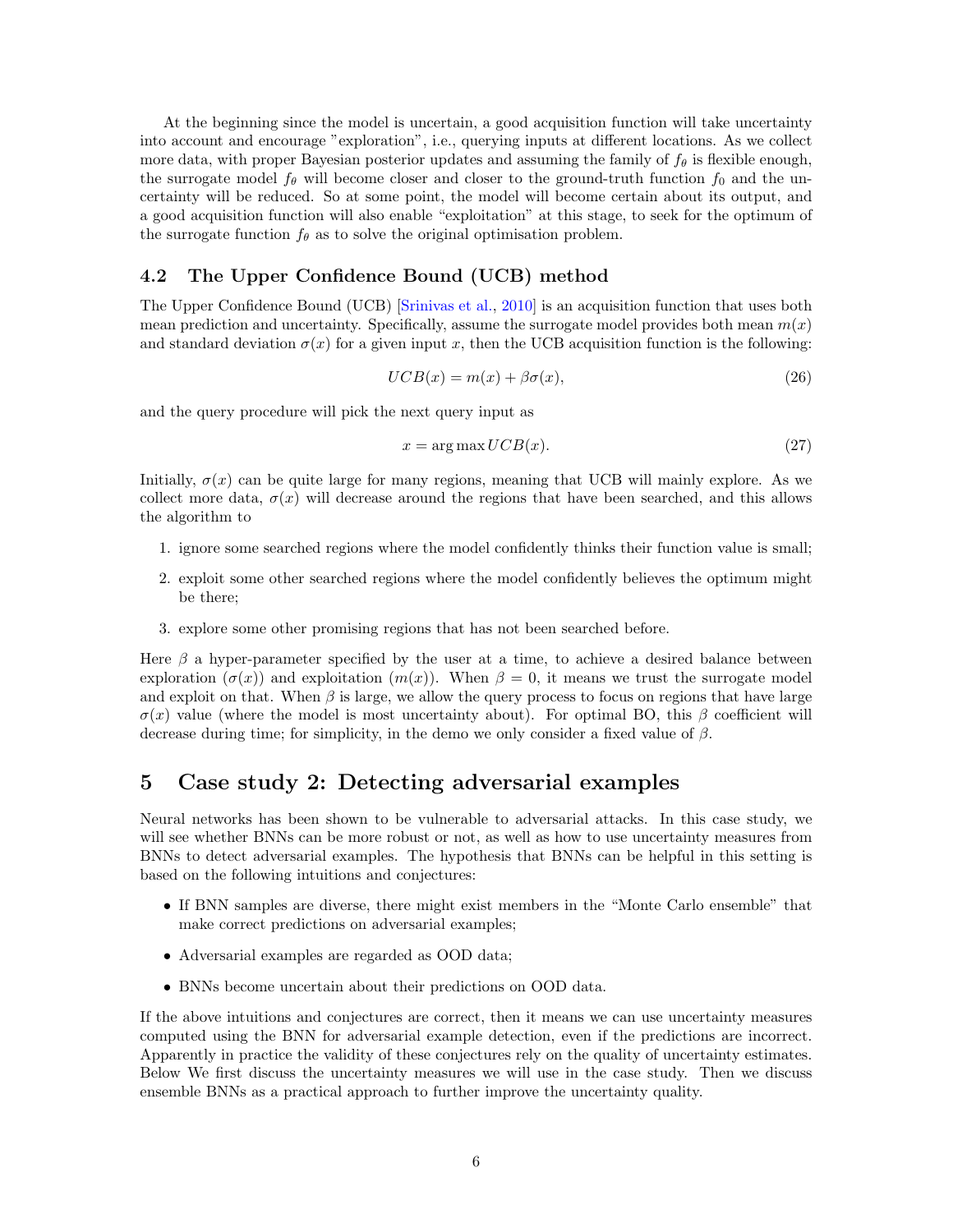At the beginning since the model is uncertain, a good acquisition function will take uncertainty into account and encourage "exploration", i.e., querying inputs at different locations. As we collect more data, with proper Bayesian posterior updates and assuming the family of $f_\theta$ is flexible enough, the surrogate model $f_\theta$ will become closer and closer to the ground-truth function $f_0$ and the uncertainty will be reduced. So at some point, the model will become certain about its output, and a good acquisition function will also enable "exploitation" at this stage, to seek for the optimum of the surrogate function $f_\theta$ as to solve the original optimisation problem.

## 4.2 The Upper Confidence Bound (UCB) method

The Upper Confidence Bound (UCB) [Srinivas et al., 2010] is an acquisition function that uses both mean prediction and uncertainty. Specifically, assume the surrogate model provides both mean $m(x)$ and standard deviation $\sigma(x)$ for a given input $x$, then the UCB acquisition function is the following:

$$UCB(x) = m(x) + \beta\sigma(x), \tag{26}$$

and the query procedure will pick the next query input as

$$x = \arg\max UCB(x). \tag{27}$$

Initially, $\sigma(x)$ can be quite large for many regions, meaning that UCB will mainly explore. As we collect more data, $\sigma(x)$ will decrease around the regions that have been searched, and this allows the algorithm to

1. ignore some searched regions where the model confidently thinks their function value is small;
2. exploit some other searched regions where the model confidently believes the optimum might be there;
3. explore some other promising regions that has not been searched before.

Here $\beta$ a hyper-parameter specified by the user at a time, to achieve a desired balance between exploration ($\sigma(x)$) and exploitation ($m(x)$). When $\beta = 0$, it means we trust the surrogate model and exploit on that. When $\beta$ is large, we allow the query process to focus on regions that have large $\sigma(x)$ value (where the model is most uncertainty about). For optimal BO, this $\beta$ coefficient will decrease during time; for simplicity, in the demo we only consider a fixed value of $\beta$.

# 5 Case study 2: Detecting adversarial examples

Neural networks has been shown to be vulnerable to adversarial attacks. In this case study, we will see whether BNNs can be more robust or not, as well as how to use uncertainty measures from BNNs to detect adversarial examples. The hypothesis that BNNs can be helpful in this setting is based on the following intuitions and conjectures:

- If BNN samples are diverse, there might exist members in the "Monte Carlo ensemble" that make correct predictions on adversarial examples;
- Adversarial examples are regarded as OOD data;
- BNNs become uncertain about their predictions on OOD data.

If the above intuitions and conjectures are correct, then it means we can use uncertainty measures computed using the BNN for adversarial example detection, even if the predictions are incorrect. Apparently in practice the validity of these conjectures rely on the quality of uncertainty estimates. Below We first discuss the uncertainty measures we will use in the case study. Then we discuss ensemble BNNs as a practical approach to further improve the uncertainty quality.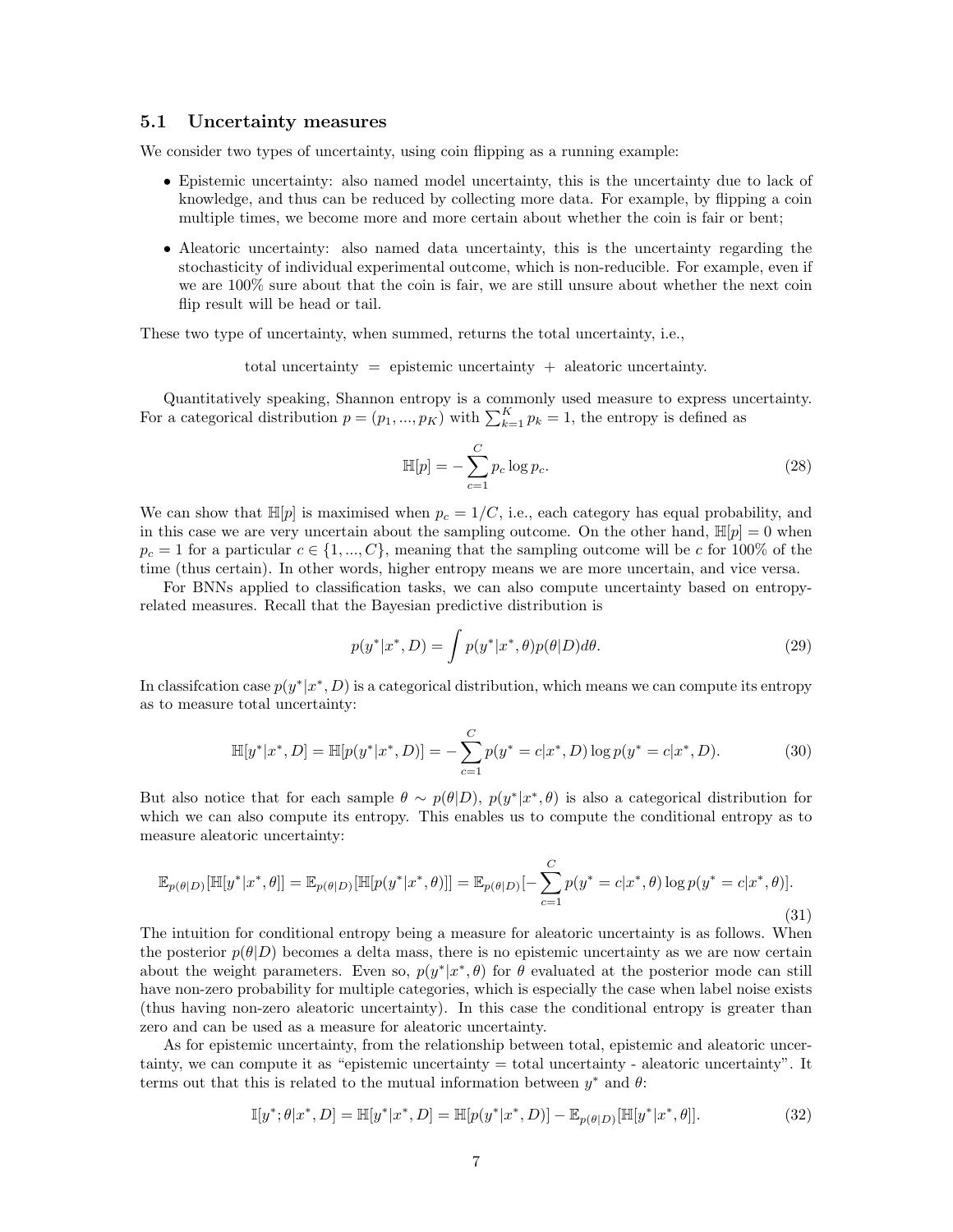### 5.1 Uncertainty measures

We consider two types of uncertainty, using coin flipping as a running example:

- Epistemic uncertainty: also named model uncertainty, this is the uncertainty due to lack of knowledge, and thus can be reduced by collecting more data. For example, by flipping a coin multiple times, we become more and more certain about whether the coin is fair or bent;
- Aleatoric uncertainty: also named data uncertainty, this is the uncertainty regarding the stochasticity of individual experimental outcome, which is non-reducible. For example, even if we are 100% sure about that the coin is fair, we are still unsure about whether the next coin flip result will be head or tail.

These two type of uncertainty, when summed, returns the total uncertainty, i.e.,

$$\text{total uncertainty} \;=\; \text{epistemic uncertainty} \;+\; \text{aleatoric uncertainty}.$$

Quantitatively speaking, Shannon entropy is a commonly used measure to express uncertainty. For a categorical distribution $p = (p_1, ..., p_K)$ with $\sum_{k=1}^{K} p_k = 1$, the entropy is defined as

$$\mathbb{H}[p] = -\sum_{c=1}^{C} p_c \log p_c. \tag{28}$$

We can show that $\mathbb{H}[p]$ is maximised when $p_c = 1/C$, i.e., each category has equal probability, and in this case we are very uncertain about the sampling outcome. On the other hand, $\mathbb{H}[p] = 0$ when $p_c = 1$ for a particular $c \in \{1, ..., C\}$, meaning that the sampling outcome will be $c$ for 100% of the time (thus certain). In other words, higher entropy means we are more uncertain, and vice versa.

For BNNs applied to classification tasks, we can also compute uncertainty based on entropy-related measures. Recall that the Bayesian predictive distribution is

$$p(y^*|x^*, D) = \int p(y^*|x^*, \theta) p(\theta|D) d\theta. \tag{29}$$

In classifcation case $p(y^*|x^*, D)$ is a categorical distribution, which means we can compute its entropy as to measure total uncertainty:

$$\mathbb{H}[y^*|x^*, D] = \mathbb{H}[p(y^*|x^*, D)] = -\sum_{c=1}^{C} p(y^* = c|x^*, D) \log p(y^* = c|x^*, D). \tag{30}$$

But also notice that for each sample $\theta \sim p(\theta|D)$, $p(y^*|x^*, \theta)$ is also a categorical distribution for which we can also compute its entropy. This enables us to compute the conditional entropy as to measure aleatoric uncertainty:

$$\mathbb{E}_{p(\theta|D)}[\mathbb{H}[y^*|x^*, \theta]] = \mathbb{E}_{p(\theta|D)}[\mathbb{H}[p(y^*|x^*, \theta)]] = \mathbb{E}_{p(\theta|D)}[-\sum_{c=1}^{C} p(y^* = c|x^*, \theta) \log p(y^* = c|x^*, \theta)]. \tag{31}$$

The intuition for conditional entropy being a measure for aleatoric uncertainty is as follows. When the posterior $p(\theta|D)$ becomes a delta mass, there is no epistemic uncertainty as we are now certain about the weight parameters. Even so, $p(y^*|x^*, \theta)$ for $\theta$ evaluated at the posterior mode can still have non-zero probability for multiple categories, which is especially the case when label noise exists (thus having non-zero aleatoric uncertainty). In this case the conditional entropy is greater than zero and can be used as a measure for aleatoric uncertainty.

As for epistemic uncertainty, from the relationship between total, epistemic and aleatoric uncertainty, we can compute it as "epistemic uncertainty = total uncertainty - aleatoric uncertainty". It terms out that this is related to the mutual information between $y^*$ and $\theta$:

$$\mathbb{I}[y^*; \theta|x^*, D] = \mathbb{H}[y^*|x^*, D] = \mathbb{H}[p(y^*|x^*, D)] - \mathbb{E}_{p(\theta|D)}[\mathbb{H}[y^*|x^*, \theta]]. \tag{32}$$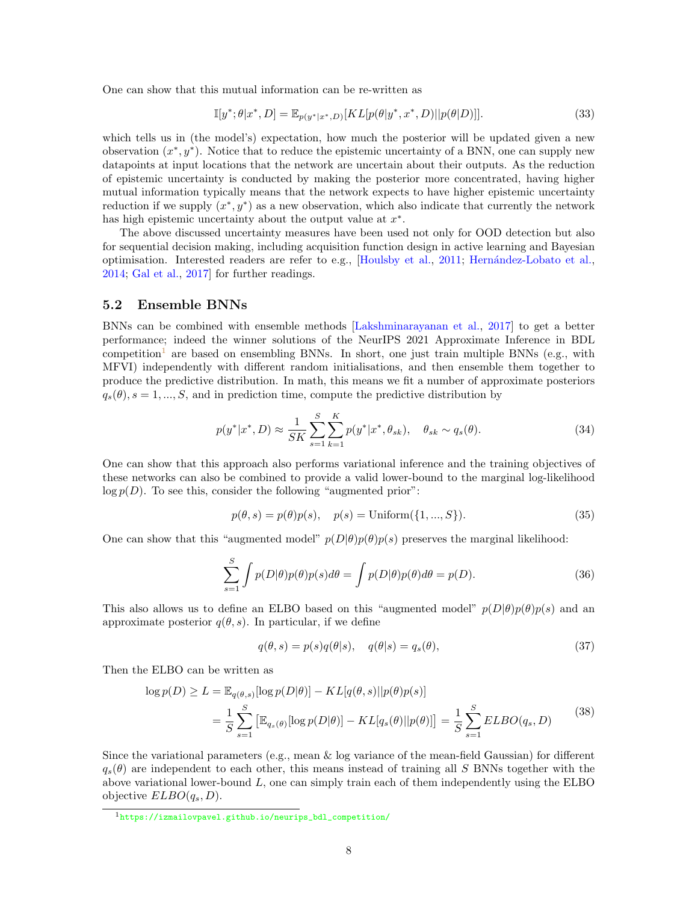One can show that this mutual information can be re-written as

$$\mathbb{I}[y^*; \theta | x^*, D] = \mathbb{E}_{p(y^*|x^*, D)}[KL[p(\theta|y^*, x^*, D)||p(\theta|D)]]. \tag{33}$$

which tells us in (the model's) expectation, how much the posterior will be updated given a new observation $(x^*, y^*)$. Notice that to reduce the epistemic uncertainty of a BNN, one can supply new datapoints at input locations that the network are uncertain about their outputs. As the reduction of epistemic uncertainty is conducted by making the posterior more concentrated, having higher mutual information typically means that the network expects to have higher epistemic uncertainty reduction if we supply $(x^*, y^*)$ as a new observation, which also indicate that currently the network has high epistemic uncertainty about the output value at $x^*$.

The above discussed uncertainty measures have been used not only for OOD detection but also for sequential decision making, including acquisition function design in active learning and Bayesian optimisation. Interested readers are refer to e.g., [Houlsby et al., 2011; Hernández-Lobato et al., 2014; Gal et al., 2017] for further readings.

## 5.2 Ensemble BNNs

BNNs can be combined with ensemble methods [Lakshminarayanan et al., 2017] to get a better performance; indeed the winner solutions of the NeurIPS 2021 Approximate Inference in BDL competition[1] are based on ensembling BNNs. In short, one just train multiple BNNs (e.g., with MFVI) independently with different random initialisations, and then ensemble them together to produce the predictive distribution. In math, this means we fit a number of approximate posteriors $q_s(\theta), s = 1, ..., S$, and in prediction time, compute the predictive distribution by

$$p(y^*|x^*, D) \approx \frac{1}{SK} \sum_{s=1}^{S} \sum_{k=1}^{K} p(y^*|x^*, \theta_{sk}), \quad \theta_{sk} \sim q_s(\theta). \tag{34}$$

One can show that this approach also performs variational inference and the training objectives of these networks can also be combined to provide a valid lower-bound to the marginal log-likelihood $\log p(D)$. To see this, consider the following "augmented prior":

$$p(\theta, s) = p(\theta)p(s), \quad p(s) = \text{Uniform}(\{1, ..., S\}). \tag{35}$$

One can show that this "augmented model" $p(D|\theta)p(\theta)p(s)$ preserves the marginal likelihood:

$$\sum_{s=1}^{S} \int p(D|\theta)p(\theta)p(s)d\theta = \int p(D|\theta)p(\theta)d\theta = p(D). \tag{36}$$

This also allows us to define an ELBO based on this "augmented model" $p(D|\theta)p(\theta)p(s)$ and an approximate posterior $q(\theta, s)$. In particular, if we define

$$q(\theta, s) = p(s)q(\theta|s), \quad q(\theta|s) = q_s(\theta), \tag{37}$$

Then the ELBO can be written as

$$\begin{aligned} \log p(D) \geq L &= \mathbb{E}_{q(\theta,s)}[\log p(D|\theta)] - KL[q(\theta, s)||p(\theta)p(s)] \\ &= \frac{1}{S} \sum_{s=1}^{S} \left[\mathbb{E}_{q_s(\theta)}[\log p(D|\theta)] - KL[q_s(\theta)||p(\theta)]\right] = \frac{1}{S} \sum_{s=1}^{S} ELBO(q_s, D) \end{aligned} \tag{38}$$

Since the variational parameters (e.g., mean & log variance of the mean-field Gaussian) for different $q_s(\theta)$ are independent to each other, this means instead of training all $S$ BNNs together with the above variational lower-bound $L$, one can simply train each of them independently using the ELBO objective $ELBO(q_s, D)$.

[1] https://izmailovpavel.github.io/neurips_bdl_competition/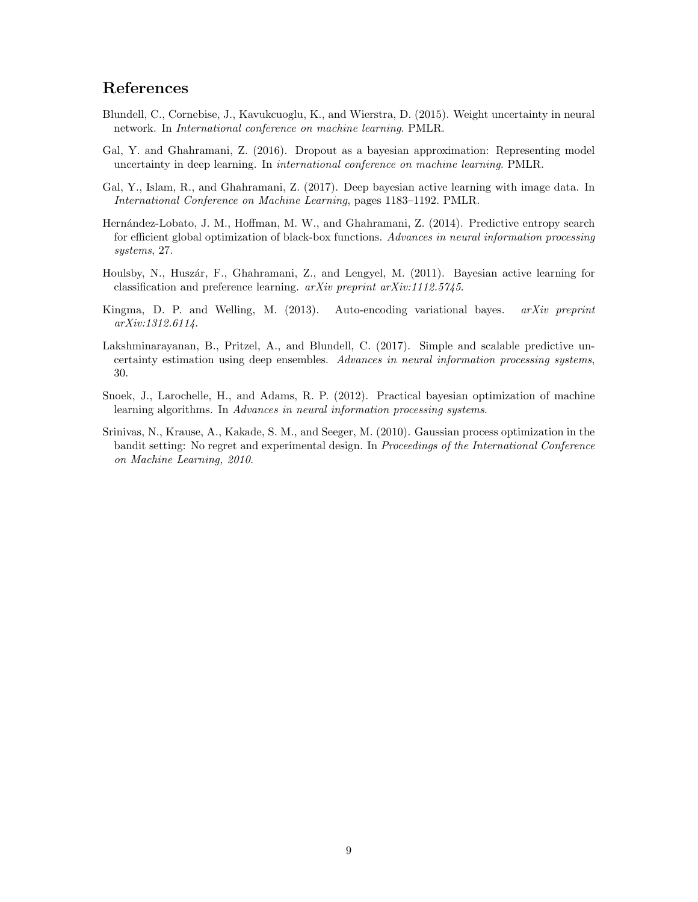## References

Blundell, C., Cornebise, J., Kavukcuoglu, K., and Wierstra, D. (2015). Weight uncertainty in neural network. In *International conference on machine learning*. PMLR.

Gal, Y. and Ghahramani, Z. (2016). Dropout as a bayesian approximation: Representing model uncertainty in deep learning. In *international conference on machine learning*. PMLR.

Gal, Y., Islam, R., and Ghahramani, Z. (2017). Deep bayesian active learning with image data. In *International Conference on Machine Learning*, pages 1183–1192. PMLR.

Hernández-Lobato, J. M., Hoffman, M. W., and Ghahramani, Z. (2014). Predictive entropy search for efficient global optimization of black-box functions. *Advances in neural information processing systems*, 27.

Houlsby, N., Huszár, F., Ghahramani, Z., and Lengyel, M. (2011). Bayesian active learning for classification and preference learning. *arXiv preprint arXiv:1112.5745*.

Kingma, D. P. and Welling, M. (2013). Auto-encoding variational bayes. *arXiv preprint arXiv:1312.6114*.

Lakshminarayanan, B., Pritzel, A., and Blundell, C. (2017). Simple and scalable predictive uncertainty estimation using deep ensembles. *Advances in neural information processing systems*, 30.

Snoek, J., Larochelle, H., and Adams, R. P. (2012). Practical bayesian optimization of machine learning algorithms. In *Advances in neural information processing systems*.

Srinivas, N., Krause, A., Kakade, S. M., and Seeger, M. (2010). Gaussian process optimization in the bandit setting: No regret and experimental design. In *Proceedings of the International Conference on Machine Learning, 2010*.